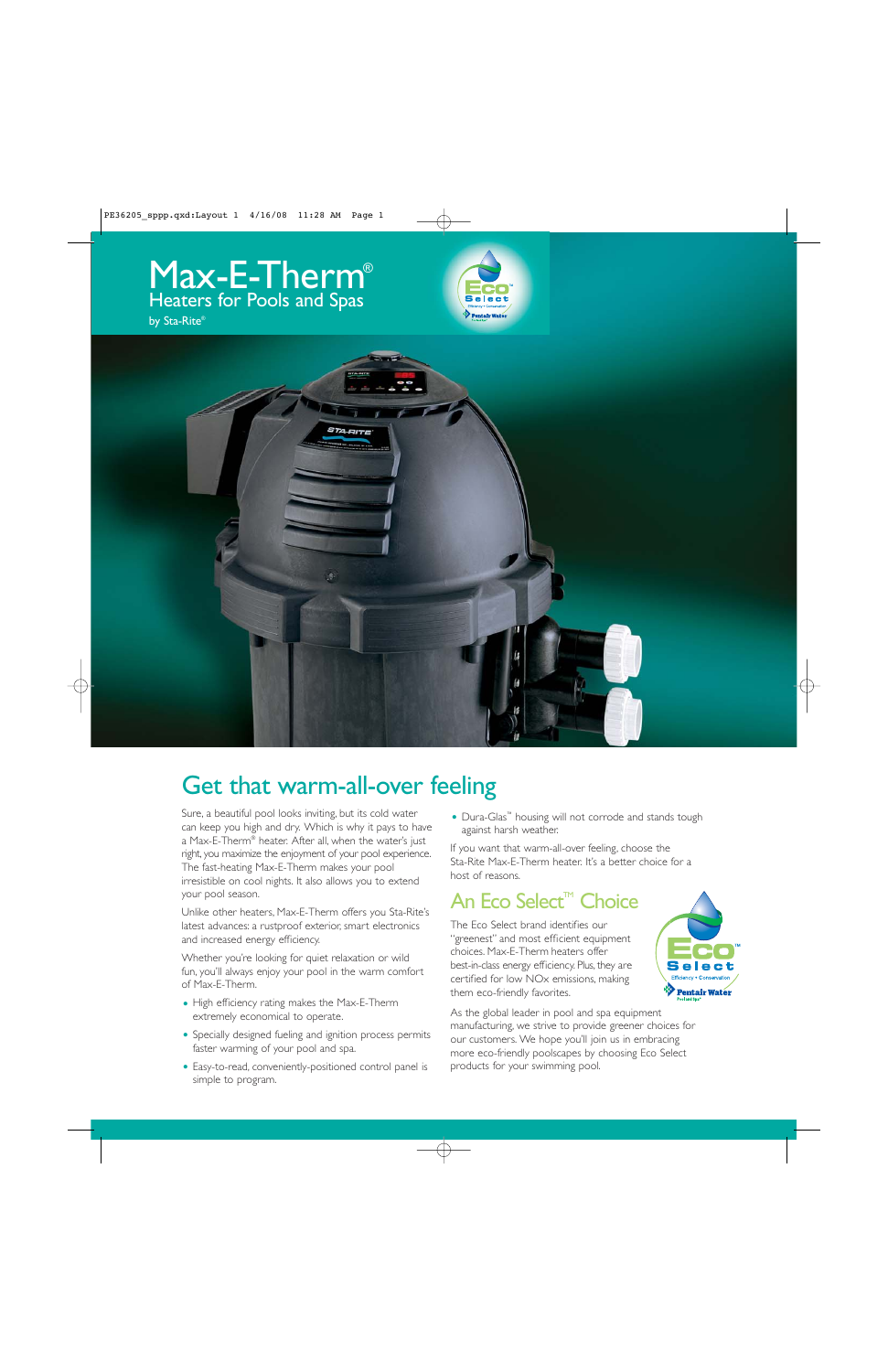# Max-E-Therm®

## Heaters for Pools and Spas

by Sta-Rite®

## Get that warm-all-over feeling

Sure, a beautiful pool looks inviting, but its cold water can keep you high and dry. Which is why it pays to have a Max-E-Therm® heater. After all, when the water's just right, you maximize the enjoyment of your pool experience. The fast-heating Max-E-Therm makes your pool irresistible on cool nights. It also allows you to extend your pool season.

Unlike other heaters, Max-E-Therm offers you Sta-Rite's latest advances: a rustproof exterior, smart electronics and increased energy efficiency.

Whether you're looking for quiet relaxation or wild fun, you'll always enjoy your pool in the warm comfort of Max-E-Therm.

- High efficiency rating makes the Max-E-Therm extremely economical to operate.
- Specially designed fueling and ignition process permits faster warming of your pool and spa.
- Easy-to-read, conveniently-positioned control panel is simple to program.
- Dura-Glas™ housing will not corrode and stands tough against harsh weather.

If you want that warm-all-over feeling, choose the Sta-Rite Max-E-Therm heater. It's a better choice for a host of reasons.

## An Eco Select™ Choice

The Eco Select brand identifies our "greenest" and most efficient equipment choices. Max-E-Therm heaters offer best-in-class energy efficiency. Plus, they are certified for low NOx emissions, making them eco-friendly favorites.

As the global leader in pool and spa equipment manufacturing, we strive to provide greener choices for our customers. We hope you'll join us in embracing more eco-friendly poolscapes by choosing Eco Select products for your swimming pool.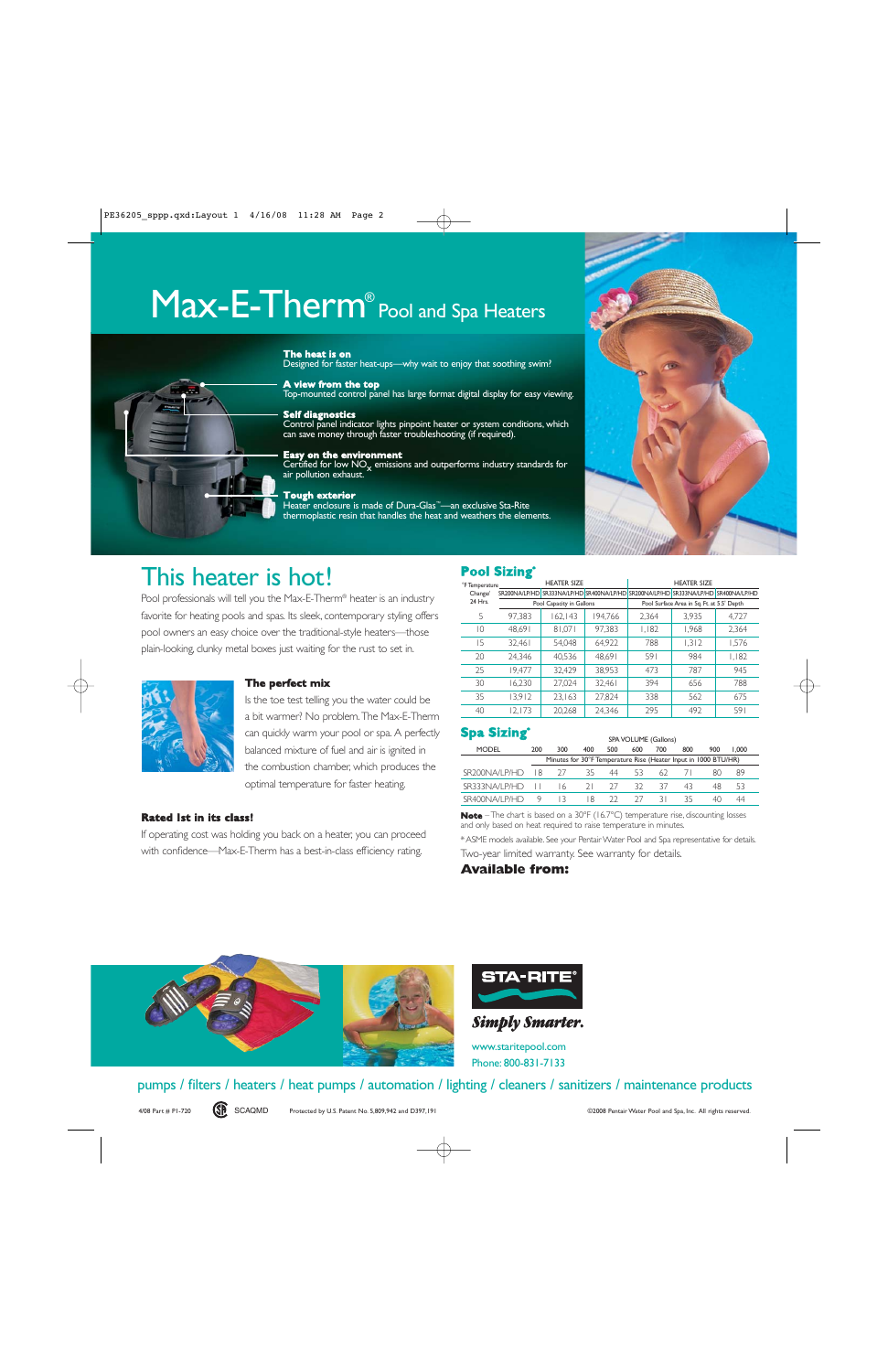# Max-E-Therm® Pool and Spa Heaters

**The heat is on**
Designed for faster heat-ups—why wait to enjoy that soothing swim?

**A view from the top**
Top-mounted control panel has large format digital display for easy viewing.

**Self diagnostics**
Control panel indicator lights pinpoint heater or system conditions, which can save money through faster troubleshooting (if required).

**Easy on the environment**
Certified for low $NO_x$ emissions and outperforms industry standards for air pollution exhaust.

**Tough exterior**
Heater enclosure is made of Dura-Glas™—an exclusive Sta-Rite thermoplastic resin that handles the heat and weathers the elements.

## This heater is hot!

Pool professionals will tell you the Max-E-Therm® heater is an industry favorite for heating pools and spas. Its sleek, contemporary styling offers pool owners an easy choice over the traditional-style heaters—those plain-looking, clunky metal boxes just waiting for the rust to set in.

### The perfect mix

Is the toe test telling you the water could be a bit warmer? No problem. The Max-E-Therm can quickly warm your pool or spa. A perfectly balanced mixture of fuel and air is ignited in the combustion chamber, which produces the optimal temperature for faster heating.

### Rated 1st in its class!

If operating cost was holding you back on a heater, you can proceed with confidence—Max-E-Therm has a best-in-class efficiency rating.

## Pool Sizing*

| °F Temperature Change/ 24 Hrs. | HEATER SIZE | | | HEATER SIZE | | |
|---|---|---|---|---|---|---|
| | SR200NA/LP/HD | SR333NA/LP/HD | SR400NA/LP/HD | SR200NA/LP/HD | SR333NA/LP/HD | SR400NA/LP/HD |
| | Pool Capacity in Gallons | | | Pool Surface Area in Sq. Ft. at 5.5' Depth | | |
| 5 | 97,383 | 162,143 | 194,766 | 2,364 | 3,935 | 4,727 |
| 10 | 48,691 | 81,071 | 97,383 | 1,182 | 1,968 | 2,364 |
| 15 | 32,461 | 54,048 | 64,922 | 788 | 1,312 | 1,576 |
| 20 | 24,346 | 40,536 | 48,691 | 591 | 984 | 1,182 |
| 25 | 19,477 | 32,429 | 38,953 | 473 | 787 | 945 |
| 30 | 16,230 | 27,024 | 32,461 | 394 | 656 | 788 |
| 35 | 13,912 | 23,163 | 27,824 | 338 | 562 | 675 |
| 40 | 12,173 | 20,268 | 24,346 | 295 | 492 | 591 |

## Spa Sizing*

| MODEL | SPA VOLUME (Gallons) 200 | 300 | 400 | 500 | 600 | 700 | 800 | 900 | 1,000 |
|---|---|---|---|---|---|---|---|---|---|
| | Minutes for 30°F Temperature Rise (Heater Input in 1000 BTU/HR) | | | | | | | | |
| SR200NA/LP/HD | 18 | 27 | 35 | 44 | 53 | 62 | 71 | 80 | 89 |
| SR333NA/LP/HD | 11 | 16 | 21 | 27 | 32 | 37 | 43 | 48 | 53 |
| SR400NA/LP/HD | 9 | 13 | 18 | 22 | 27 | 31 | 35 | 40 | 44 |

**Note** – The chart is based on a 30°F (16.7°C) temperature rise, discounting losses and only based on heat required to raise temperature in minutes.

* ASME models available. See your Pentair Water Pool and Spa representative for details.

Two-year limited warranty. See warranty for details.

**Available from:**

STA-RITE®

*Simply Smarter.*

www.staritepool.com
Phone: 800-831-7133

pumps / filters / heaters / heat pumps / automation / lighting / cleaners / sanitizers / maintenance products

4/08 Part # P1-720 SCAQMD Protected by U.S. Patent No. 5,809,942 and D397,191 ©2008 Pentair Water Pool and Spa, Inc. All rights reserved.